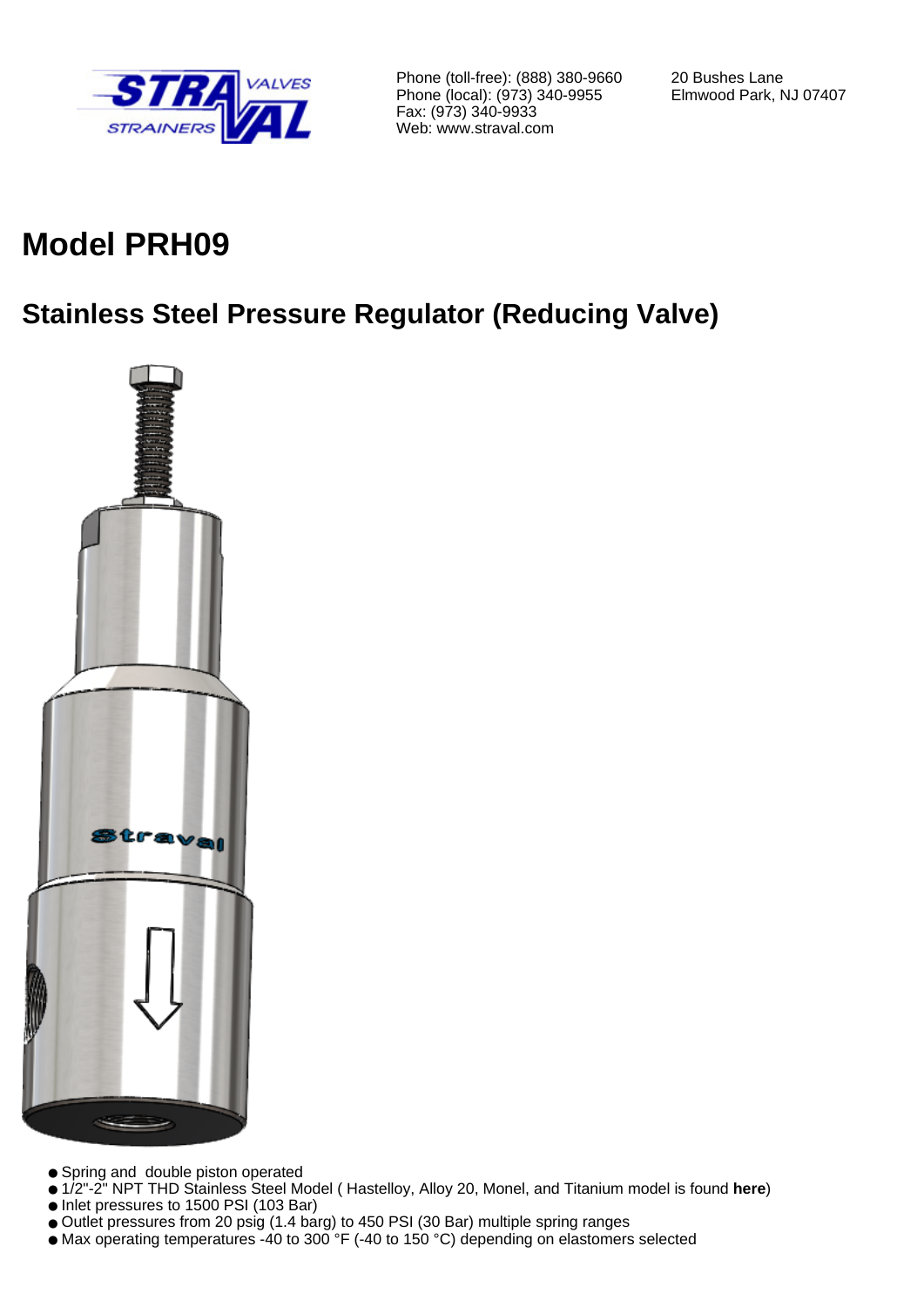Phone (toll-free): (888) 380-9660
Phone (local): (973) 340-9955
Fax: (973) 340-9933
Web: www.straval.com

20 Bushes Lane
Elmwood Park, NJ 07407

# Model PRH09

## Stainless Steel Pressure Regulator (Reducing Valve)

- Spring and double piston operated
- 1/2"-2" NPT THD Stainless Steel Model ( Hastelloy, Alloy 20, Monel, and Titanium model is found **here**)
- Inlet pressures to 1500 PSI (103 Bar)
- Outlet pressures from 20 psig (1.4 barg) to 450 PSI (30 Bar) multiple spring ranges
- Max operating temperatures -40 to 300 °F (-40 to 150 °C) depending on elastomers selected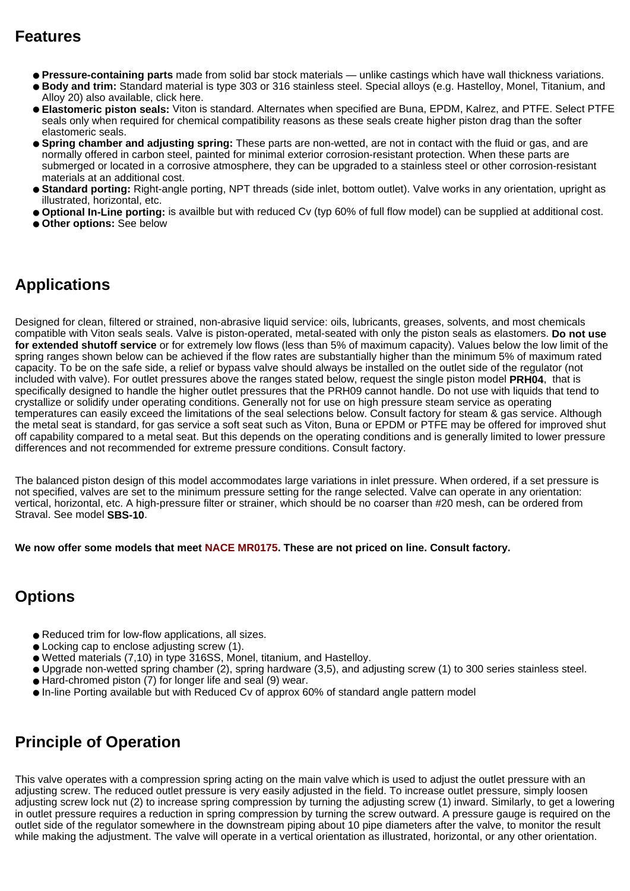## Features

- **Pressure-containing parts** made from solid bar stock materials — unlike castings which have wall thickness variations.
- **Body and trim:** Standard material is type 303 or 316 stainless steel. Special alloys (e.g. Hastelloy, Monel, Titanium, and Alloy 20) also available, click here.
- **Elastomeric piston seals:** Viton is standard. Alternates when specified are Buna, EPDM, Kalrez, and PTFE. Select PTFE seals only when required for chemical compatibility reasons as these seals create higher piston drag than the softer elastomeric seals.
- **Spring chamber and adjusting spring:** These parts are non-wetted, are not in contact with the fluid or gas, and are normally offered in carbon steel, painted for minimal exterior corrosion-resistant protection. When these parts are submerged or located in a corrosive atmosphere, they can be upgraded to a stainless steel or other corrosion-resistant materials at an additional cost.
- **Standard porting:** Right-angle porting, NPT threads (side inlet, bottom outlet). Valve works in any orientation, upright as illustrated, horizontal, etc.
- **Optional In-Line porting:** is availble but with reduced Cv (typ 60% of full flow model) can be supplied at additional cost.
- **Other options:** See below

## Applications

Designed for clean, filtered or strained, non-abrasive liquid service: oils, lubricants, greases, solvents, and most chemicals compatible with Viton seals seals. Valve is piston-operated, metal-seated with only the piston seals as elastomers. **Do not use for extended shutoff service** or for extremely low flows (less than 5% of maximum capacity). Values below the low limit of the spring ranges shown below can be achieved if the flow rates are substantially higher than the minimum 5% of maximum rated capacity. To be on the safe side, a relief or bypass valve should always be installed on the outlet side of the regulator (not included with valve). For outlet pressures above the ranges stated below, request the single piston model **PRH04**, that is specifically designed to handle the higher outlet pressures that the PRH09 cannot handle. Do not use with liquids that tend to crystallize or solidify under operating conditions. Generally not for use on high pressure steam service as operating temperatures can easily exceed the limitations of the seal selections below. Consult factory for steam & gas service. Although the metal seat is standard, for gas service a soft seat such as Viton, Buna or EPDM or PTFE may be offered for improved shut off capability compared to a metal seat. But this depends on the operating conditions and is generally limited to lower pressure differences and not recommended for extreme pressure conditions. Consult factory.

The balanced piston design of this model accommodates large variations in inlet pressure. When ordered, if a set pressure is not specified, valves are set to the minimum pressure setting for the range selected. Valve can operate in any orientation: vertical, horizontal, etc. A high-pressure filter or strainer, which should be no coarser than #20 mesh, can be ordered from Straval. See model **SBS-10**.

**We now offer some models that meet NACE MR0175. These are not priced on line. Consult factory.**

## Options

- Reduced trim for low-flow applications, all sizes.
- Locking cap to enclose adjusting screw (1).
- Wetted materials (7,10) in type 316SS, Monel, titanium, and Hastelloy.
- Upgrade non-wetted spring chamber (2), spring hardware (3,5), and adjusting screw (1) to 300 series stainless steel.
- Hard-chromed piston (7) for longer life and seal (9) wear.
- In-line Porting available but with Reduced Cv of approx 60% of standard angle pattern model

## Principle of Operation

This valve operates with a compression spring acting on the main valve which is used to adjust the outlet pressure with an adjusting screw. The reduced outlet pressure is very easily adjusted in the field. To increase outlet pressure, simply loosen adjusting screw lock nut (2) to increase spring compression by turning the adjusting screw (1) inward. Similarly, to get a lowering in outlet pressure requires a reduction in spring compression by turning the screw outward. A pressure gauge is required on the outlet side of the regulator somewhere in the downstream piping about 10 pipe diameters after the valve, to monitor the result while making the adjustment. The valve will operate in a vertical orientation as illustrated, horizontal, or any other orientation.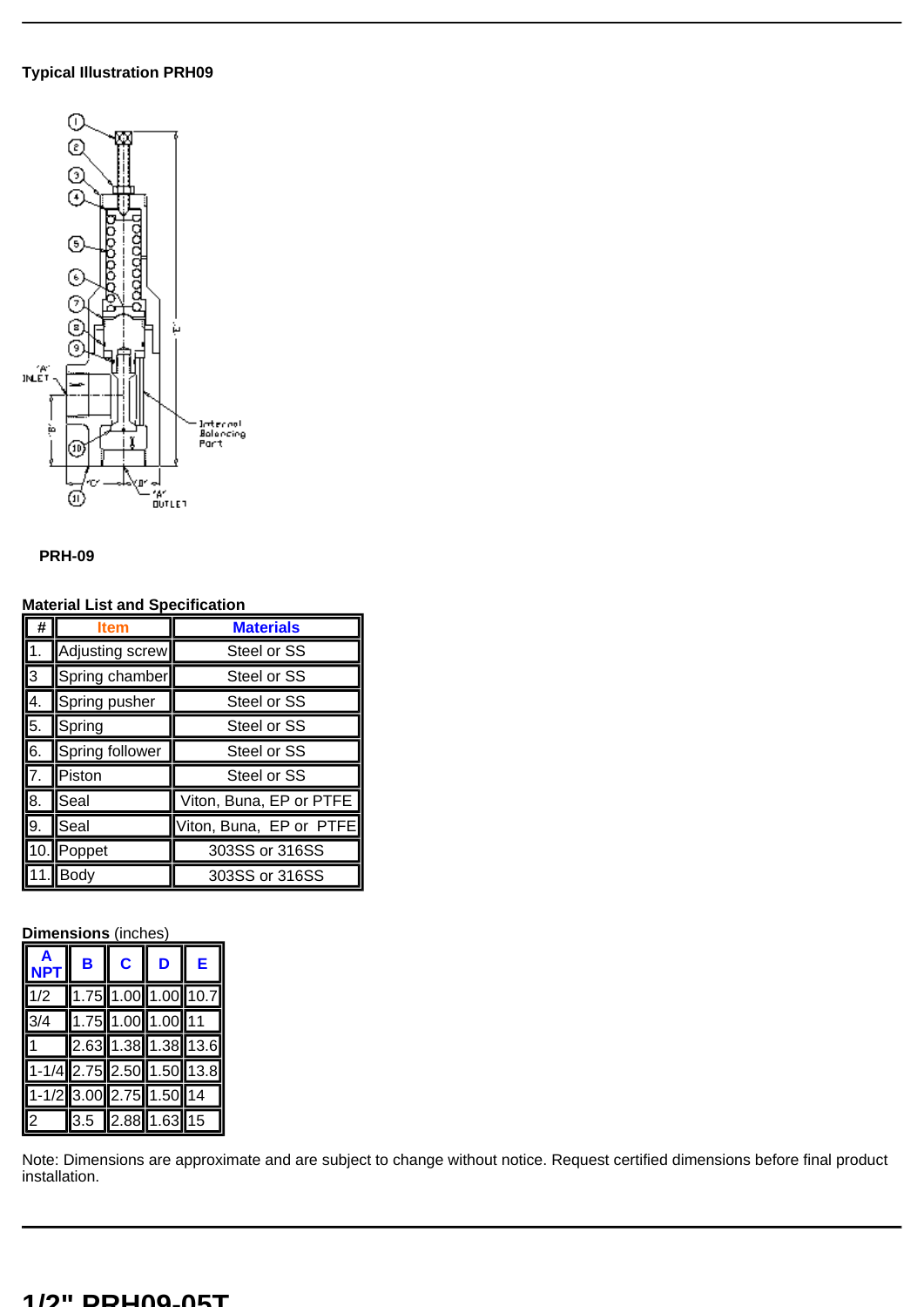**Typical Illustration PRH09**

**PRH-09**

**Material List and Specification**

| # | Item | Materials |
|---|---|---|
| 1. | Adjusting screw | Steel or SS |
| 3 | Spring chamber | Steel or SS |
| 4. | Spring pusher | Steel or SS |
| 5. | Spring | Steel or SS |
| 6. | Spring follower | Steel or SS |
| 7. | Piston | Steel or SS |
| 8. | Seal | Viton, Buna, EP or PTFE |
| 9. | Seal | Viton, Buna, EP or PTFE |
| 10. | Poppet | 303SS or 316SS |
| 11. | Body | 303SS or 316SS |

**Dimensions** (inches)

| A NPT | B | C | D | E |
|---|---|---|---|---|
| 1/2 | 1.75 | 1.00 | 1.00 | 10.7 |
| 3/4 | 1.75 | 1.00 | 1.00 | 11 |
| 1 | 2.63 | 1.38 | 1.38 | 13.6 |
| 1-1/4 | 2.75 | 2.50 | 1.50 | 13.8 |
| 1-1/2 | 3.00 | 2.75 | 1.50 | 14 |
| 2 | 3.5 | 2.88 | 1.63 | 15 |

Note: Dimensions are approximate and are subject to change without notice. Request certified dimensions before final product installation.

# 1/2" PRH09-05T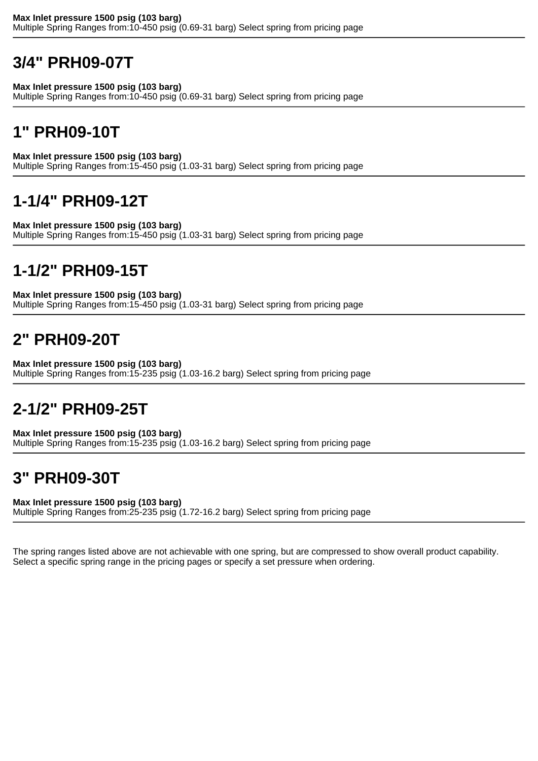**Max Inlet pressure 1500 psig (103 barg)**
Multiple Spring Ranges from:10-450 psig (0.69-31 barg) Select spring from pricing page

## 3/4" PRH09-07T

**Max Inlet pressure 1500 psig (103 barg)**
Multiple Spring Ranges from:10-450 psig (0.69-31 barg) Select spring from pricing page

## 1" PRH09-10T

**Max Inlet pressure 1500 psig (103 barg)**
Multiple Spring Ranges from:15-450 psig (1.03-31 barg) Select spring from pricing page

## 1-1/4" PRH09-12T

**Max Inlet pressure 1500 psig (103 barg)**
Multiple Spring Ranges from:15-450 psig (1.03-31 barg) Select spring from pricing page

## 1-1/2" PRH09-15T

**Max Inlet pressure 1500 psig (103 barg)**
Multiple Spring Ranges from:15-450 psig (1.03-31 barg) Select spring from pricing page

## 2" PRH09-20T

**Max Inlet pressure 1500 psig (103 barg)**
Multiple Spring Ranges from:15-235 psig (1.03-16.2 barg) Select spring from pricing page

## 2-1/2" PRH09-25T

**Max Inlet pressure 1500 psig (103 barg)**
Multiple Spring Ranges from:15-235 psig (1.03-16.2 barg) Select spring from pricing page

## 3" PRH09-30T

**Max Inlet pressure 1500 psig (103 barg)**
Multiple Spring Ranges from:25-235 psig (1.72-16.2 barg) Select spring from pricing page

The spring ranges listed above are not achievable with one spring, but are compressed to show overall product capability. Select a specific spring range in the pricing pages or specify a set pressure when ordering.